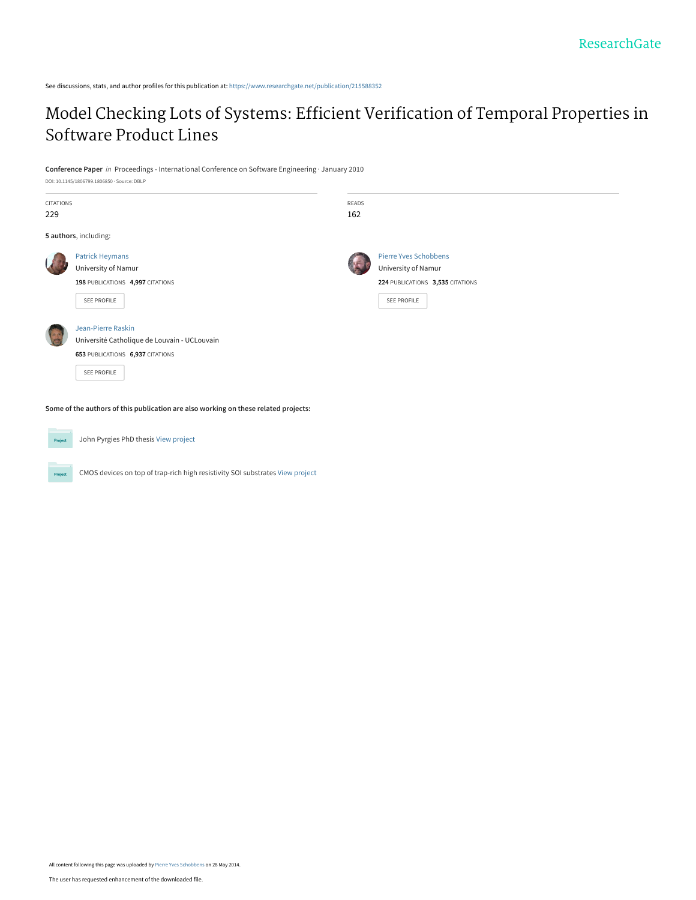ResearchGate

See discussions, stats, and author profiles for this publication at: https://www.researchgate.net/publication/215588352

# Model Checking Lots of Systems: Efficient Verification of Temporal Properties in Software Product Lines

**Conference Paper** *in* Proceedings - International Conference on Software Engineering · January 2010

DOI: 10.1145/1806799.1806850 · Source: DBLP

CITATIONS
229

READS
162

**5 authors**, including:

Patrick Heymans
University of Namur
**198** PUBLICATIONS **4,997** CITATIONS

SEE PROFILE

Pierre Yves Schobbens
University of Namur
**224** PUBLICATIONS **3,535** CITATIONS

SEE PROFILE

Jean-Pierre Raskin
Université Catholique de Louvain - UCLouvain
**653** PUBLICATIONS **6,937** CITATIONS

SEE PROFILE

**Some of the authors of this publication are also working on these related projects:**

Project: John Pygries PhD thesis View project

Project: CMOS devices on top of trap-rich high resistivity SOI substrates View project

All content following this page was uploaded by Pierre Yves Schobbens on 28 May 2014.

The user has requested enhancement of the downloaded file.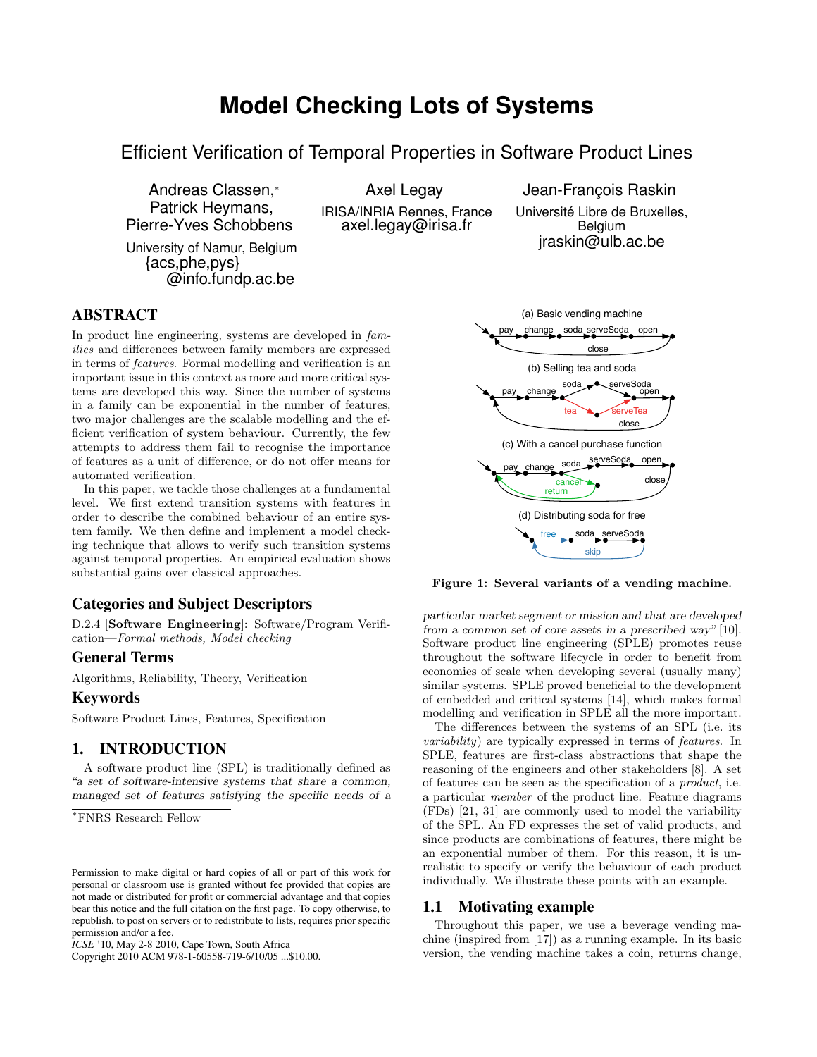# Model Checking Lots of Systems

## Efficient Verification of Temporal Properties in Software Product Lines

Andreas Classen,[*]
Patrick Heymans,
Pierre-Yves Schobbens
University of Namur, Belgium
{acs,phe,pys}
@info.fundp.ac.be

Axel Legay
IRISA/INRIA Rennes, France
axel.legay@irisa.fr

Jean-François Raskin
Université Libre de Bruxelles,
Belgium
jraskin@ulb.ac.be

## ABSTRACT

In product line engineering, systems are developed in *families* and differences between family members are expressed in terms of *features*. Formal modelling and verification is an important issue in this context as more and more critical systems are developed this way. Since the number of systems in a family can be exponential in the number of features, two major challenges are the scalable modelling and the efficient verification of system behaviour. Currently, the few attempts to address them fail to recognise the importance of features as a unit of difference, or do not offer means for automated verification.

In this paper, we tackle those challenges at a fundamental level. We first extend transition systems with features in order to describe the combined behaviour of an entire system family. We then define and implement a model checking technique that allows to verify such transition systems against temporal properties. An empirical evaluation shows substantial gains over classical approaches.

## Categories and Subject Descriptors

D.2.4 [**Software Engineering**]: Software/Program Verification—*Formal methods, Model checking*

## General Terms

Algorithms, Reliability, Theory, Verification

## Keywords

Software Product Lines, Features, Specification

## 1. INTRODUCTION

A software product line (SPL) is traditionally defined as *"a set of software-intensive systems that share a common, managed set of features satisfying the specific needs of a particular market segment or mission and that are developed from a common set of core assets in a prescribed way"* [10]. Software product line engineering (SPLE) promotes reuse throughout the software lifecycle in order to benefit from economies of scale when developing several (usually many) similar systems. SPLE proved beneficial to the development of embedded and critical systems [14], which makes formal modelling and verification in SPLE all the more important.

The differences between the systems of an SPL (i.e. its *variability*) are typically expressed in terms of *features*. In SPLE, features are first-class abstractions that shape the reasoning of the engineers and other stakeholders [8]. A set of features can be seen as the specification of a *product*, i.e. a particular *member* of the product line. Feature diagrams (FDs) [21, 31] are commonly used to model the variability of the SPL. An FD expresses the set of valid products, and since products are combinations of features, there might be an exponential number of them. For this reason, it is unrealistic to specify or verify the behaviour of each product individually. We illustrate these points with an example.

(a) Basic vending machine
pay change soda serveSoda open
close

(b) Selling tea and soda
pay change soda serveSoda open
tea serveTea
close

(c) With a cancel purchase function
pay change soda serveSoda open
cancel return
close

(d) Distributing soda for free
free soda serveSoda
skip

**Figure 1: Several variants of a vending machine.**

### 1.1 Motivating example

Throughout this paper, we use a beverage vending machine (inspired from [17]) as a running example. In its basic version, the vending machine takes a coin, returns change,

[*]FNRS Research Fellow

Permission to make digital or hard copies of all or part of this work for personal or classroom use is granted without fee provided that copies are not made or distributed for profit or commercial advantage and that copies bear this notice and the full citation on the first page. To copy otherwise, to republish, to post on servers or to redistribute to lists, requires prior specific permission and/or a fee.
*ICSE* '10, May 2-8 2010, Cape Town, South Africa
Copyright 2010 ACM 978-1-60558-719-6/10/05 ...$10.00.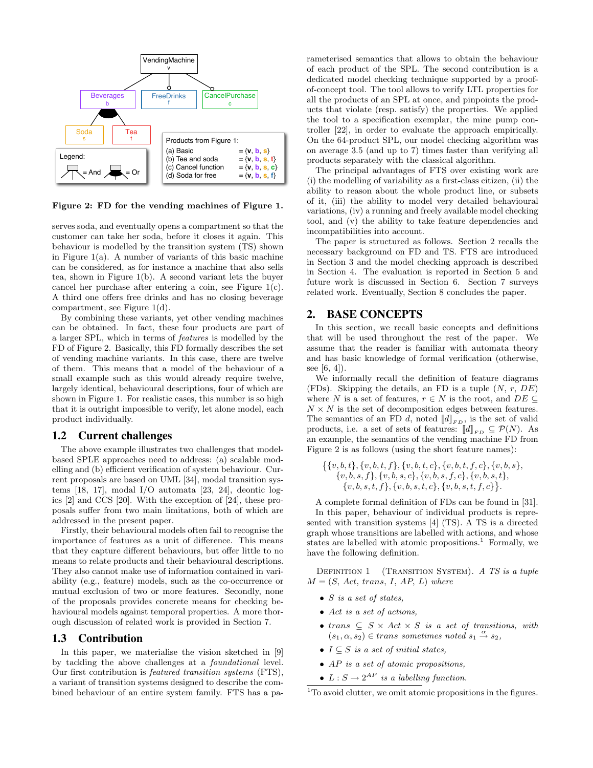Figure 2: FD for the vending machines of Figure 1.

serves soda, and eventually opens a compartment so that the customer can take her soda, before it closes it again. This behaviour is modelled by the transition system (TS) shown in Figure 1(a). A number of variants of this basic machine can be considered, as for instance a machine that also sells tea, shown in Figure 1(b). A second variant lets the buyer cancel her purchase after entering a coin, see Figure 1(c). A third one offers free drinks and has no closing beverage compartment, see Figure 1(d).

By combining these variants, yet other vending machines can be obtained. In fact, these four products are part of a larger SPL, which in terms of *features* is modelled by the FD of Figure 2. Basically, this FD formally describes the set of vending machine variants. In this case, there are twelve of them. This means that a model of the behaviour of a small example such as this would already require twelve, largely identical, behavioural descriptions, four of which are shown in Figure 1. For realistic cases, this number is so high that it is outright impossible to verify, let alone model, each product individually.

## 1.2 Current challenges

The above example illustrates two challenges that model-based SPLE approaches need to address: (a) scalable modelling and (b) efficient verification of system behaviour. Current proposals are based on UML [34], modal transition systems [18, 17], modal I/O automata [23, 24], deontic logics [2] and CCS [20]. With the exception of [24], these proposals suffer from two main limitations, both of which are addressed in the present paper.

Firstly, their behavioural models often fail to recognise the importance of features as a unit of difference. This means that they capture different behaviours, but offer little to no means to relate products and their behavioural descriptions. They also cannot make use of information contained in variability (e.g., feature) models, such as the co-occurrence or mutual exclusion of two or more features. Secondly, none of the proposals provides concrete means for checking behavioural models against temporal properties. A more thorough discussion of related work is provided in Section 7.

## 1.3 Contribution

In this paper, we materialise the vision sketched in [9] by tackling the above challenges at a *foundational* level. Our first contribution is *featured transition systems* (FTS), a variant of transition systems designed to describe the combined behaviour of an entire system family. FTS has a parameterised semantics that allows to obtain the behaviour of each product of the SPL. The second contribution is a dedicated model checking technique supported by a proof-of-concept tool. The tool allows to verify LTL properties for all the products of an SPL at once, and pinpoints the products that violate (resp. satisfy) the properties. We applied the tool to a specification exemplar, the mine pump controller [22], in order to evaluate the approach empirically. On the 64-product SPL, our model checking algorithm was on average 3.5 (and up to 7) times faster than verifying all products separately with the classical algorithm.

The principal advantages of FTS over existing work are (i) the modelling of variability as a first-class citizen, (ii) the ability to reason about the whole product line, or subsets of it, (iii) the ability to model very detailed behavioural variations, (iv) a running and freely available model checking tool, and (v) the ability to take feature dependencies and incompatibilities into account.

The paper is structured as follows. Section 2 recalls the necessary background on FD and TS. FTS are introduced in Section 3 and the model checking approach is described in Section 4. The evaluation is reported in Section 5 and future work is discussed in Section 6. Section 7 surveys related work. Eventually, Section 8 concludes the paper.

## 2. BASE CONCEPTS

In this section, we recall basic concepts and definitions that will be used throughout the rest of the paper. We assume that the reader is familiar with automata theory and has basic knowledge of formal verification (otherwise, see [6, 4]).

We informally recall the definition of feature diagrams (FDs). Skipping the details, an FD is a tuple $(N, r, DE)$ where $N$ is a set of features, $r \in N$ is the root, and $DE \subseteq N \times N$ is the set of decomposition edges between features. The semantics of an FD $d$, noted $[\![d]\!]_{FD}$, is the set of valid products, i.e. a set of sets of features: $[\![d]\!]_{FD} \subseteq \mathcal{P}(N)$. As an example, the semantics of the vending machine FD from Figure 2 is as follows (using the short feature names):

$$\{\{v,b,t\},\{v,b,t,f\},\{v,b,t,c\},\{v,b,t,f,c\},\{v,b,s\},\\ \{v,b,s,f\},\{v,b,s,c\},\{v,b,s,f,c\},\{v,b,s,t\},\\ \{v,b,s,t,f\},\{v,b,s,t,c\},\{v,b,s,t,f,c\}\}.$$

A complete formal definition of FDs can be found in [31].

In this paper, behaviour of individual products is represented with transition systems [4] (TS). A TS is a directed graph whose transitions are labelled with actions, and whose states are labelled with atomic propositions.[1] Formally, we have the following definition.

Definition 1 (Transition System). *A TS is a tuple $M = (S, Act, trans, I, AP, L)$ where*

- *$S$ is a set of states,*
- *$Act$ is a set of actions,*
- *$trans \subseteq S \times Act \times S$ is a set of transitions, with $(s_1, \alpha, s_2) \in trans$ sometimes noted $s_1 \xrightarrow{\alpha} s_2$,*
- *$I \subseteq S$ is a set of initial states,*
- *$AP$ is a set of atomic propositions,*
- *$L : S \to 2^{AP}$ is a labelling function.*

[1] To avoid clutter, we omit atomic propositions in the figures.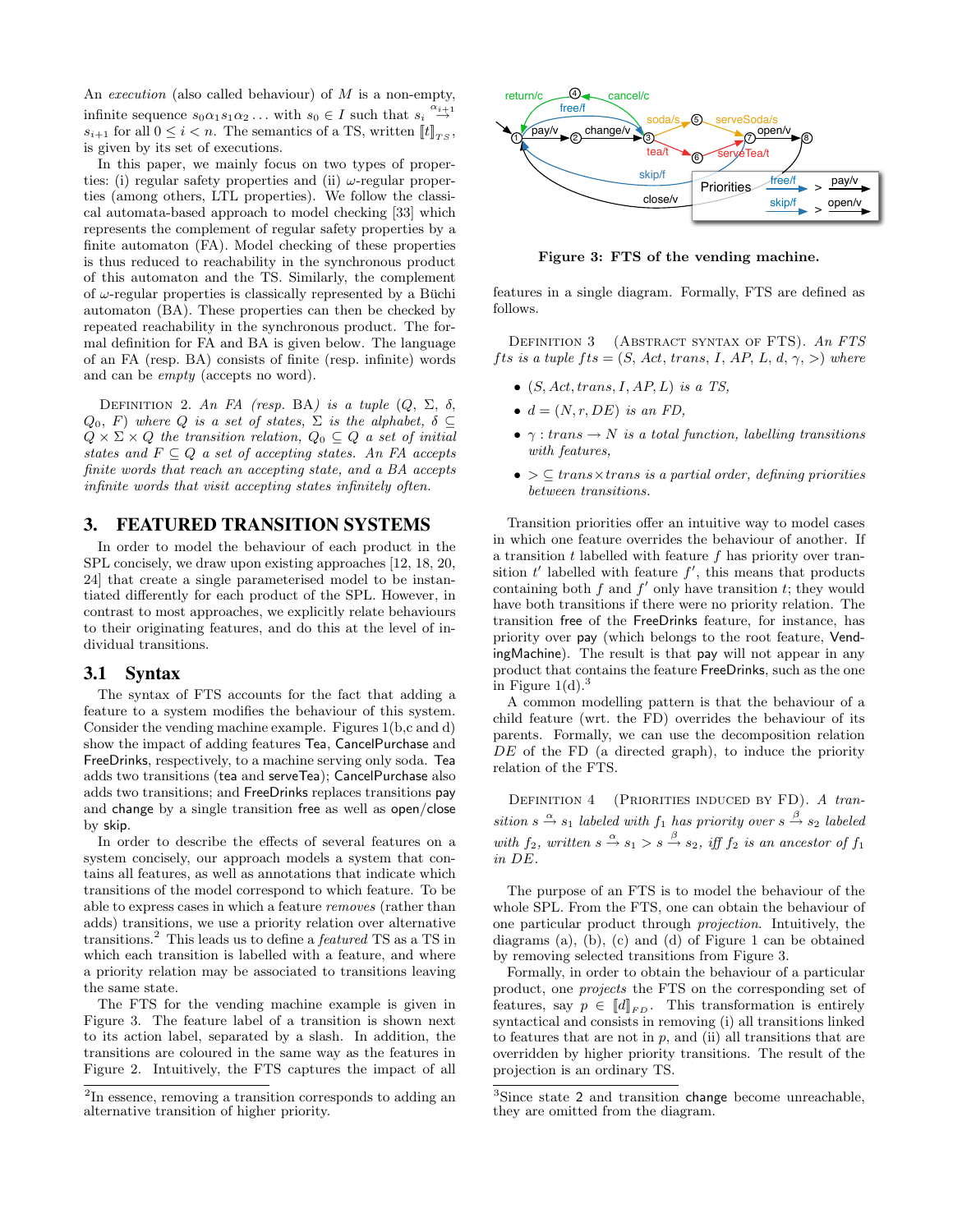An *execution* (also called behaviour) of $M$ is a non-empty, infinite sequence $s_0\alpha_1 s_1\alpha_2\ldots$ with $s_0 \in I$ such that $s_i \overset{\alpha_{i+1}}{\rightarrow} s_{i+1}$ for all $0 \leq i < n$. The semantics of a TS, written $[\![t]\!]_{TS}$, is given by its set of executions.

In this paper, we mainly focus on two types of properties: (i) regular safety properties and (ii) $\omega$-regular properties (among others, LTL properties). We follow the classical automata-based approach to model checking [33] which represents the complement of regular safety properties by a finite automaton (FA). Model checking of these properties is thus reduced to reachability in the synchronous product of this automaton and the TS. Similarly, the complement of $\omega$-regular properties is classically represented by a Büchi automaton (BA). These properties can then be checked by repeated reachability in the synchronous product. The formal definition for FA and BA is given below. The language of an FA (resp. BA) consists of finite (resp. infinite) words and can be *empty* (accepts no word).

Definition 2. *An FA (resp. BA) is a tuple $(Q, \Sigma, \delta, Q_0, F)$ where $Q$ is a set of states, $\Sigma$ is the alphabet, $\delta \subseteq Q \times \Sigma \times Q$ the transition relation, $Q_0 \subseteq Q$ a set of initial states and $F \subseteq Q$ a set of accepting states. An FA accepts finite words that reach an accepting state, and a BA accepts infinite words that visit accepting states infinitely often.*

## 3. FEATURED TRANSITION SYSTEMS

In order to model the behaviour of each product in the SPL concisely, we draw upon existing approaches [12, 18, 20, 24] that create a single parameterised model to be instantiated differently for each product of the SPL. However, in contrast to most approaches, we explicitly relate behaviours to their originating features, and do this at the level of individual transitions.

### 3.1 Syntax

The syntax of FTS accounts for the fact that adding a feature to a system modifies the behaviour of this system. Consider the vending machine example. Figures 1(b,c and d) show the impact of adding features Tea, CancelPurchase and FreeDrinks, respectively, to a machine serving only soda. Tea adds two transitions (tea and serveTea); CancelPurchase also adds two transitions; and FreeDrinks replaces transitions pay and change by a single transition free as well as open/close by skip.

In order to describe the effects of several features on a system concisely, our approach models a system that contains all features, as well as annotations that indicate which transitions of the model correspond to which feature. To be able to express cases in which a feature *removes* (rather than adds) transitions, we use a priority relation over alternative transitions.[2] This leads us to define a *featured* TS as a TS in which each transition is labelled with a feature, and where a priority relation may be associated to transitions leaving the same state.

The FTS for the vending machine example is given in Figure 3. The feature label of a transition is shown next to its action label, separated by a slash. In addition, the transitions are coloured in the same way as the features in Figure 2. Intuitively, the FTS captures the impact of all features in a single diagram. Formally, FTS are defined as follows.

[2] In essence, removing a transition corresponds to adding an alternative transition of higher priority.

**Figure 3: FTS of the vending machine.**

Definition 3 (Abstract syntax of FTS). *An FTS $fts$ is a tuple $fts = (S, Act, trans, I, AP, L, d, \gamma, >)$ where*

- *$(S, Act, trans, I, AP, L)$ is a TS,*
- *$d = (N, r, DE)$ is an FD,*
- *$\gamma : trans \rightarrow N$ is a total function, labelling transitions with features,*
- *$> \subseteq trans \times trans$ is a partial order, defining priorities between transitions.*

Transition priorities offer an intuitive way to model cases in which one feature overrides the behaviour of another. If a transition $t$ labelled with feature $f$ has priority over transition $t'$ labelled with feature $f'$, this means that products containing both $f$ and $f'$ only have transition $t$; they would have both transitions if there were no priority relation. The transition free of the FreeDrinks feature, for instance, has priority over pay (which belongs to the root feature, VendingMachine). The result is that pay will not appear in any product that contains the feature FreeDrinks, such as the one in Figure 1(d).[3]

A common modelling pattern is that the behaviour of a child feature (wrt. the FD) overrides the behaviour of its parents. Formally, we can use the decomposition relation $DE$ of the FD (a directed graph), to induce the priority relation of the FTS.

Definition 4 (Priorities induced by FD). *A transition $s \overset{\alpha}{\rightarrow} s_1$ labeled with $f_1$ has priority over $s \overset{\beta}{\rightarrow} s_2$ labeled with $f_2$, written $s \overset{\alpha}{\rightarrow} s_1 > s \overset{\beta}{\rightarrow} s_2$, iff $f_2$ is an ancestor of $f_1$ in $DE$.*

The purpose of an FTS is to model the behaviour of the whole SPL. From the FTS, one can obtain the behaviour of one particular product through *projection*. Intuitively, the diagrams (a), (b), (c) and (d) of Figure 1 can be obtained by removing selected transitions from Figure 3.

Formally, in order to obtain the behaviour of a particular product, one *projects* the FTS on the corresponding set of features, say $p \in [\![d]\!]_{FD}$. This transformation is entirely syntactical and consists in removing (i) all transitions linked to features that are not in $p$, and (ii) all transitions that are overridden by higher priority transitions. The result of the projection is an ordinary TS.

[3] Since state 2 and transition change become unreachable, they are omitted from the diagram.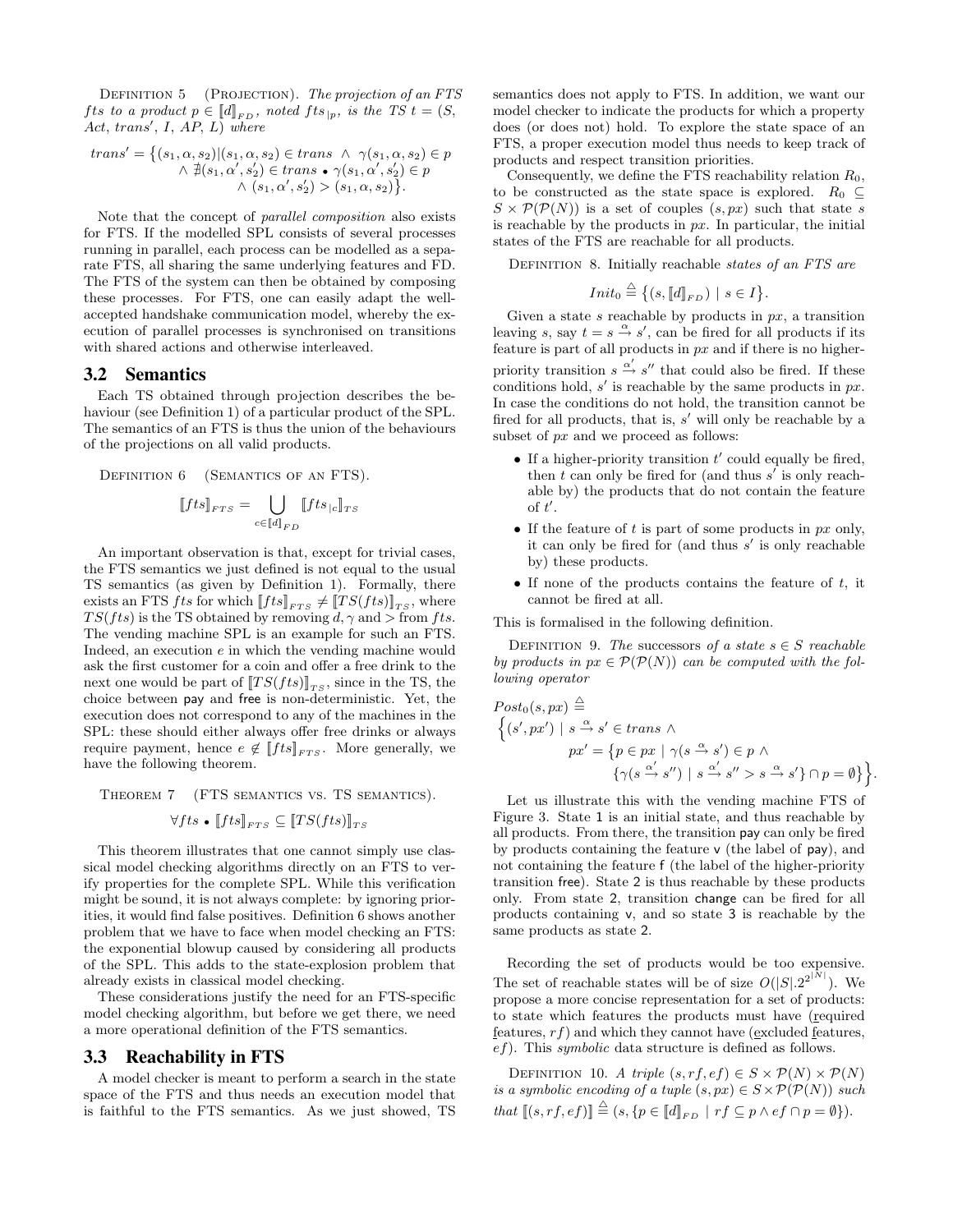Definition 5 (Projection). *The projection of an FTS fts to a product* $p \in [\![d]\!]_{FD}$*, noted* $fts_{|p}$*, is the TS* $t = (S, Act, trans', I, AP, L)$ *where*

$$trans' = \{(s_1, \alpha, s_2) | (s_1, \alpha, s_2) \in trans \ \wedge \ \gamma(s_1, \alpha, s_2) \in p \\ \wedge \nexists (s_1, \alpha', s_2') \in trans \bullet \gamma(s_1, \alpha', s_2') \in p \\ \wedge (s_1, \alpha', s_2') > (s_1, \alpha, s_2)\}.$$

Note that the concept of *parallel composition* also exists for FTS. If the modelled SPL consists of several processes running in parallel, each process can be modelled as a separate FTS, all sharing the same underlying features and FD. The FTS of the system can then be obtained by composing these processes. For FTS, one can easily adapt the well-accepted handshake communication model, whereby the execution of parallel processes is synchronised on transitions with shared actions and otherwise interleaved.

## 3.2 Semantics

Each TS obtained through projection describes the behaviour (see Definition 1) of a particular product of the SPL. The semantics of an FTS is thus the union of the behaviours of the projections on all valid products.

Definition 6 (Semantics of an FTS).

$$[\![fts]\!]_{FTS} = \bigcup_{c \in [\![d]\!]_{FD}} [\![fts_{|c}]\!]_{TS}$$

An important observation is that, except for trivial cases, the FTS semantics we just defined is not equal to the usual TS semantics (as given by Definition 1). Formally, there exists an FTS $fts$ for which $[\![fts]\!]_{FTS} \neq [\![TS(fts)]\!]_{TS}$, where $TS(fts)$ is the TS obtained by removing $d, \gamma$ and $>$ from $fts$. The vending machine SPL is an example for such an FTS. Indeed, an execution $e$ in which the vending machine would ask the first customer for a coin and offer a free drink to the next one would be part of $[\![TS(fts)]\!]_{TS}$, since in the TS, the choice between pay and free is non-deterministic. Yet, the execution does not correspond to any of the machines in the SPL: these should either always offer free drinks or always require payment, hence $e \notin [\![fts]\!]_{FTS}$. More generally, we have the following theorem.

Theorem 7 (FTS semantics vs. TS semantics).

$$\forall fts \bullet [\![fts]\!]_{FTS} \subseteq [\![TS(fts)]\!]_{TS}$$

This theorem illustrates that one cannot simply use classical model checking algorithms directly on an FTS to verify properties for the complete SPL. While this verification might be sound, it is not always complete: by ignoring priorities, it would find false positives. Definition 6 shows another problem that we have to face when model checking an FTS: the exponential blowup caused by considering all products of the SPL. This adds to the state-explosion problem that already exists in classical model checking.

These considerations justify the need for an FTS-specific model checking algorithm, but before we get there, we need a more operational definition of the FTS semantics.

## 3.3 Reachability in FTS

A model checker is meant to perform a search in the state space of the FTS and thus needs an execution model that is faithful to the FTS semantics. As we just showed, TS semantics does not apply to FTS. In addition, we want our model checker to indicate the products for which a property does (or does not) hold. To explore the state space of an FTS, a proper execution model thus needs to keep track of products and respect transition priorities.

Consequently, we define the FTS reachability relation $R_0$, to be constructed as the state space is explored. $R_0 \subseteq S \times \mathcal{P}(\mathcal{P}(N))$ is a set of couples $(s, px)$ such that state $s$ is reachable by the products in $px$. In particular, the initial states of the FTS are reachable for all products.

Definition 8. Initially reachable *states of an FTS are*

$$Init_0 \triangleq \{(s, [\![d]\!]_{FD}) \mid s \in I\}.$$

Given a state $s$ reachable by products in $px$, a transition leaving $s$, say $t = s \xrightarrow{\alpha} s'$, can be fired for all products if its feature is part of all products in $px$ and if there is no higher-priority transition $s \xrightarrow{\alpha'} s''$ that could also be fired. If these conditions hold, $s'$ is reachable by the same products in $px$. In case the conditions do not hold, the transition cannot be fired for all products, that is, $s'$ will only be reachable by a subset of $px$ and we proceed as follows:

- If a higher-priority transition $t'$ could equally be fired, then $t$ can only be fired for (and thus $s'$ is only reachable by) the products that do not contain the feature of $t'$.
- If the feature of $t$ is part of some products in $px$ only, it can only be fired for (and thus $s'$ is only reachable by) these products.
- If none of the products contains the feature of $t$, it cannot be fired at all.

This is formalised in the following definition.

Definition 9. *The* successors *of a state* $s \in S$ *reachable by products in* $px \in \mathcal{P}(\mathcal{P}(N))$ *can be computed with the following operator*

$$Post_0(s, px) \triangleq \\ \{(s', px') \mid s \xrightarrow{\alpha} s' \in trans \ \wedge \\ px' = \{p \in px \mid \gamma(s \xrightarrow{\alpha} s') \in p \ \wedge \\ \{\gamma(s \xrightarrow{\alpha'} s'') \mid s \xrightarrow{\alpha'} s'' > s \xrightarrow{\alpha} s'\} \cap p = \emptyset\}\}.$$

Let us illustrate this with the vending machine FTS of Figure 3. State 1 is an initial state, and thus reachable by all products. From there, the transition pay can only be fired by products containing the feature v (the label of pay), and not containing the feature f (the label of the higher-priority transition free). State 2 is thus reachable by these products only. From state 2, transition change can be fired for all products containing v, and so state 3 is reachable by the same products as state 2.

Recording the set of products would be too expensive. The set of reachable states will be of size $O(|S|.2^{2^{|N|}})$. We propose a more concise representation for a set of products: to state which features the products must have (required features, $rf$) and which they cannot have (excluded features, $ef$). This *symbolic* data structure is defined as follows.

Definition 10. *A triple* $(s, rf, ef) \in S \times \mathcal{P}(N) \times \mathcal{P}(N)$ *is a symbolic encoding of a tuple* $(s, px) \in S \times \mathcal{P}(\mathcal{P}(N))$ *such that* $[\![(s, rf, ef)]\!] \triangleq (s, \{p \in [\![d]\!]_{FD} \mid rf \subseteq p \wedge ef \cap p = \emptyset\})$.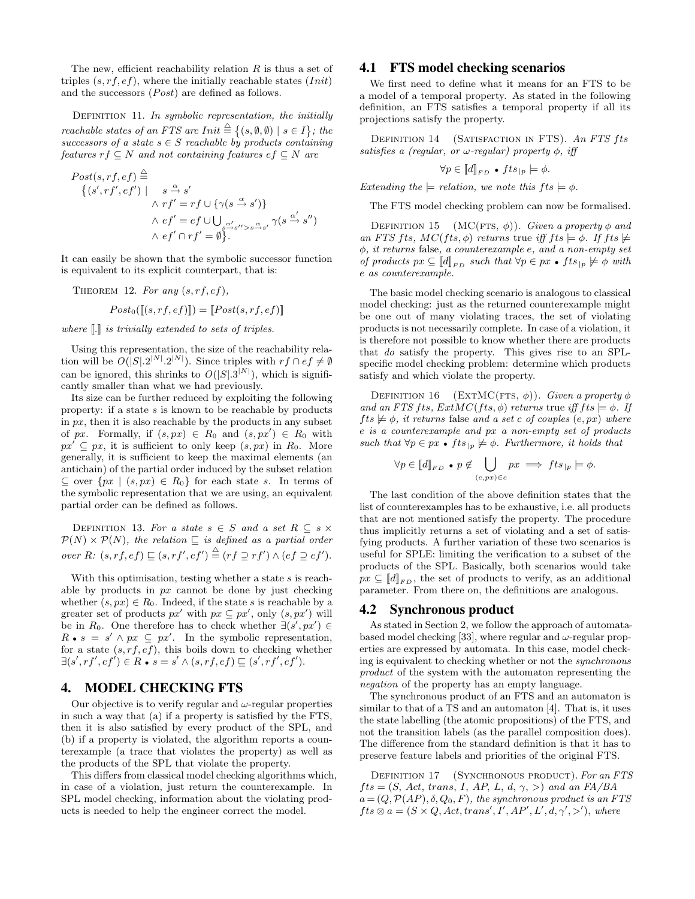The new, efficient reachability relation $R$ is thus a set of triples $(s, rf, ef)$, where the initially reachable states ($Init$) and the successors ($Post$) are defined as follows.

Definition 11. *In symbolic representation, the initially reachable states of an FTS are* $Init \triangleq \{(s, \emptyset, \emptyset) \mid s \in I\}$*; the successors of a state* $s \in S$ *reachable by products containing features* $rf \subseteq N$ *and not containing features* $ef \subseteq N$ *are*

$$
\begin{aligned}
Post(s, rf, ef) \triangleq \\
\{(s', rf', ef') \mid \quad & s \xrightarrow{\alpha} s' \\
& \wedge rf' = rf \cup \{\gamma(s \xrightarrow{\alpha} s')\} \\
& \wedge ef' = ef \cup \textstyle\bigcup_{s \xrightarrow{\alpha'} s'' > s \xrightarrow{\alpha} s'} \gamma(s \xrightarrow{\alpha'} s'') \\
& \wedge ef' \cap rf' = \emptyset\}.
\end{aligned}
$$

It can easily be shown that the symbolic successor function is equivalent to its explicit counterpart, that is:

Theorem 12. *For any* $(s, rf, ef)$,

$$Post_0([\![(s, rf, ef)]\!]) = [\![Post(s, rf, ef)]\!]$$

*where* $[\![.]\!]$ *is trivially extended to sets of triples.*

Using this representation, the size of the reachability relation will be $O(|S|.2^{|N|}.2^{|N|})$. Since triples with $rf \cap ef \neq \emptyset$ can be ignored, this shrinks to $O(|S|.3^{|N|})$, which is significantly smaller than what we had previously.

Its size can be further reduced by exploiting the following property: if a state $s$ is known to be reachable by products in $px$, then it is also reachable by the products in any subset of $px$. Formally, if $(s, px) \in R_0$ and $(s, px') \in R_0$ with $px' \subseteq px$, it is sufficient to only keep $(s, px)$ in $R_0$. More generally, it is sufficient to keep the maximal elements (an antichain) of the partial order induced by the subset relation $\subseteq$ over $\{px \mid (s, px) \in R_0\}$ for each state $s$. In terms of the symbolic representation that we are using, an equivalent partial order can be defined as follows.

Definition 13. *For a state* $s \in S$ *and a set* $R \subseteq s \times \mathcal{P}(N) \times \mathcal{P}(N)$*, the relation* $\sqsubseteq$ *is defined as a partial order over* $R$: $(s, rf, ef) \sqsubseteq (s, rf', ef') \triangleq (rf \supseteq rf') \wedge (ef \supseteq ef')$.

With this optimisation, testing whether a state $s$ is reachable by products in $px$ cannot be done by just checking whether $(s, px) \in R_0$. Indeed, if the state $s$ is reachable by a greater set of products $px'$ with $px \subseteq px'$, only $(s, px')$ will be in $R_0$. One therefore has to check whether $\exists (s', px') \in R \bullet s = s' \wedge px \subseteq px'$. In the symbolic representation, for a state $(s, rf, ef)$, this boils down to checking whether $\exists (s', rf', ef') \in R \bullet s = s' \wedge (s, rf, ef) \sqsubseteq (s', rf', ef')$.

# 4. MODEL CHECKING FTS

Our objective is to verify regular and $\omega$-regular properties in such a way that (a) if a property is satisfied by the FTS, then it is also satisfied by every product of the SPL, and (b) if a property is violated, the algorithm reports a counterexample (a trace that violates the property) as well as the products of the SPL that violate the property.

This differs from classical model checking algorithms which, in case of a violation, just return the counterexample. In SPL model checking, information about the violating products is needed to help the engineer correct the model.

## 4.1 FTS model checking scenarios

We first need to define what it means for an FTS to be a model of a temporal property. As stated in the following definition, an FTS satisfies a temporal property if all its projections satisfy the property.

Definition 14 (Satisfaction in FTS). *An FTS* $fts$ *satisfies a (regular, or* $\omega$*-regular) property* $\phi$*, iff*

$$\forall p \in [\![d]\!]_{FD} \bullet fts_{|p} \models \phi.$$

*Extending the* $\models$ *relation, we note this* $fts \models \phi$.

The FTS model checking problem can now be formalised.

Definition 15 (MC(fts, $\phi$)). *Given a property* $\phi$ *and an FTS* $fts$*,* $MC(fts, \phi)$ *returns* true *iff* $fts \models \phi$*. If* $fts \not\models \phi$*, it returns* false*, a counterexample* $e$*, and a non-empty set of products* $px \subseteq [\![d]\!]_{FD}$ *such that* $\forall p \in px \bullet fts_{|p} \not\models \phi$ *with* $e$ *as counterexample.*

The basic model checking scenario is analogous to classical model checking: just as the returned counterexample might be one out of many violating traces, the set of violating products is not necessarily complete. In case of a violation, it is therefore not possible to know whether there are products that *do* satisfy the property. This gives rise to an SPL-specific model checking problem: determine which products satisfy and which violate the property.

Definition 16 (ExtMC(fts, $\phi$)). *Given a property* $\phi$ *and an FTS* $fts$*,* $ExtMC(fts, \phi)$ *returns* true *iff* $fts \models \phi$*. If* $fts \not\models \phi$*, it returns* false *and a set* $c$ *of couples* $(e, px)$ *where* $e$ *is a counterexample and* $px$ *a non-empty set of products such that* $\forall p \in px \bullet fts_{|p} \not\models \phi$*. Furthermore, it holds that*

$$\forall p \in [\![d]\!]_{FD} \bullet p \notin \bigcup_{(e,px) \in c} px \implies fts_{|p} \models \phi.$$

The last condition of the above definition states that the list of counterexamples has to be exhaustive, i.e. all products that are not mentioned satisfy the property. The procedure thus implicitly returns a set of violating and a set of satisfying products. A further variation of these two scenarios is useful for SPLE: limiting the verification to a subset of the products of the SPL. Basically, both scenarios would take $px \subseteq [\![d]\!]_{FD}$, the set of products to verify, as an additional parameter. From there on, the definitions are analogous.

## 4.2 Synchronous product

As stated in Section 2, we follow the approach of automata-based model checking [33], where regular and $\omega$-regular properties are expressed by automata. In this case, model checking is equivalent to checking whether or not the *synchronous product* of the system with the automaton representing the *negation* of the property has an empty language.

The synchronous product of an FTS and an automaton is similar to that of a TS and an automaton [4]. That is, it uses the state labelling (the atomic propositions) of the FTS, and not the transition labels (as the parallel composition does). The difference from the standard definition is that it has to preserve feature labels and priorities of the original FTS.

Definition 17 (Synchronous product). *For an FTS* $fts = (S, Act, trans, I, AP, L, d, \gamma, >)$ *and an FA/BA* $a = (Q, \mathcal{P}(AP), \delta, Q_0, F)$*, the synchronous product is an FTS* $fts \otimes a = (S \times Q, Act, trans', I', AP', L', d, \gamma', >')$*, where*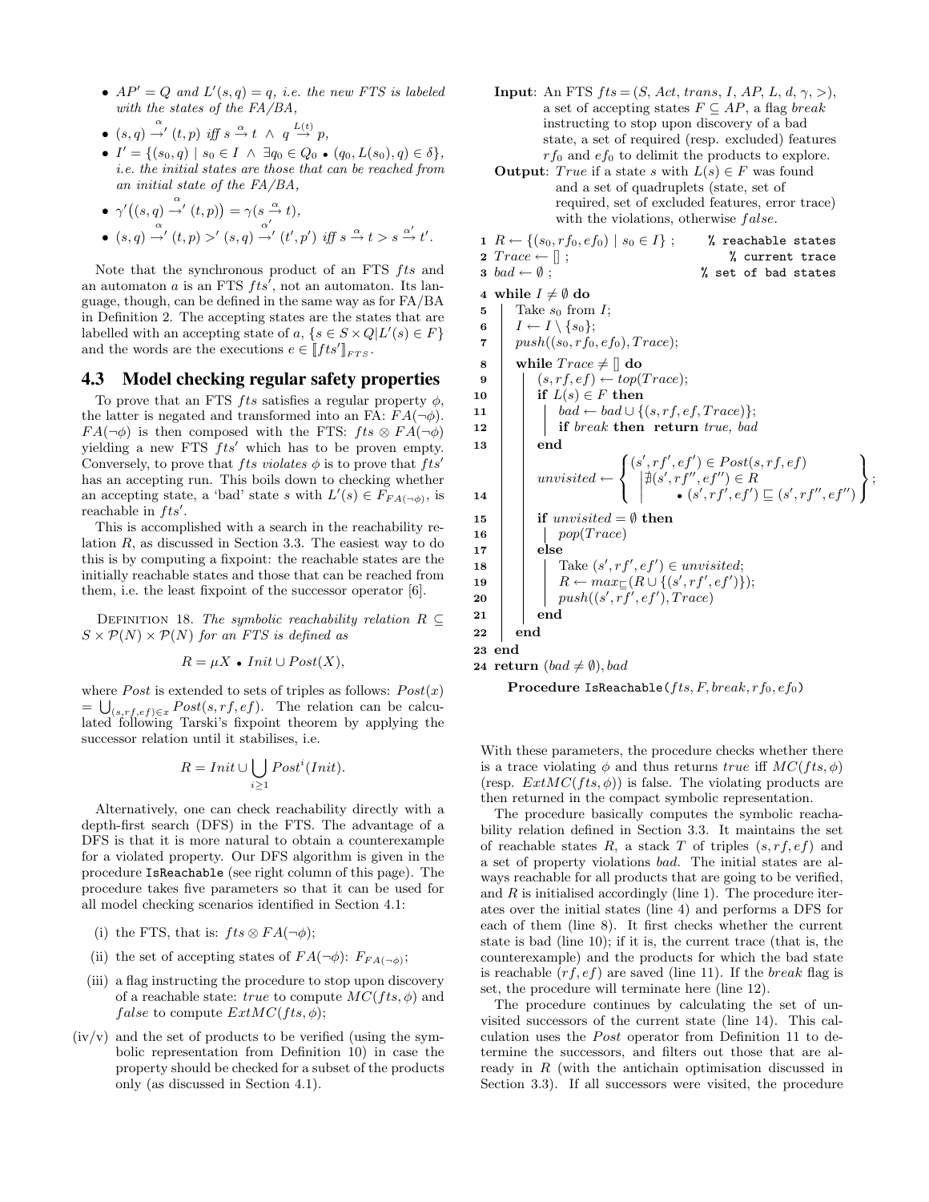- $AP' = Q$ and $L'(s,q) = q$, *i.e. the new FTS is labeled with the states of the FA/BA,*
- $(s,q) \overset{\alpha}{\rightarrow}' (t,p)$ *iff* $s \overset{\alpha}{\rightarrow} t \;\wedge\; q \overset{L(t)}{\rightarrow} p$,
- $I' = \{(s_0, q) \mid s_0 \in I \;\wedge\; \exists q_0 \in Q_0 \bullet (q_0, L(s_0), q) \in \delta\}$, *i.e. the initial states are those that can be reached from an initial state of the FA/BA,*
- $\gamma'\big((s,q) \overset{\alpha}{\rightarrow}' (t,p)\big) = \gamma(s \overset{\alpha}{\rightarrow} t)$,
- $(s,q) \overset{\alpha}{\rightarrow}' (t,p) >' (s,q) \overset{\alpha'}{\rightarrow}' (t',p')$ *iff* $s \overset{\alpha}{\rightarrow} t > s \overset{\alpha'}{\rightarrow} t'$.

Note that the synchronous product of an FTS $fts$ and an automaton $a$ is an FTS $fts'$, not an automaton. Its language, though, can be defined in the same way as for FA/BA in Definition 2. The accepting states are the states that are labelled with an accepting state of $a$, $\{s \in S \times Q | L'(s) \in F\}$ and the words are the executions $e \in [\![fts']\!]_{FTS}$.

## 4.3 Model checking regular safety properties

To prove that an FTS $fts$ satisfies a regular property $\phi$, the latter is negated and transformed into an FA: $FA(\neg\phi)$. $FA(\neg\phi)$ is then composed with the FTS: $fts \otimes FA(\neg\phi)$ yielding a new FTS $fts'$ which has to be proven empty. Conversely, to prove that $fts$ *violates* $\phi$ is to prove that $fts'$ has an accepting run. This boils down to checking whether an accepting state, a 'bad' state $s$ with $L'(s) \in F_{FA(\neg\phi)}$, is reachable in $fts'$.

This is accomplished with a search in the reachability relation $R$, as discussed in Section 3.3. The easiest way to do this is by computing a fixpoint: the reachable states are the initially reachable states and those that can be reached from them, i.e. the least fixpoint of the successor operator [6].

Definition 18. *The symbolic reachability relation $R \subseteq S \times \mathcal{P}(N) \times \mathcal{P}(N)$ for an FTS is defined as*

$$R = \mu X \bullet Init \cup Post(X),$$

where $Post$ is extended to sets of triples as follows: $Post(x) = \bigcup_{(s,rf,ef)\in x} Post(s, rf, ef)$. The relation can be calculated following Tarski's fixpoint theorem by applying the successor relation until it stabilises, i.e.

$$R = Init \cup \bigcup_{i \geq 1} Post^i(Init).$$

Alternatively, one can check reachability directly with a depth-first search (DFS) in the FTS. The advantage of a DFS is that it is more natural to obtain a counterexample for a violated property. Our DFS algorithm is given in the procedure `IsReachable` (see right column of this page). The procedure takes five parameters so that it can be used for all model checking scenarios identified in Section 4.1:

(i) the FTS, that is: $fts \otimes FA(\neg\phi)$;

(ii) the set of accepting states of $FA(\neg\phi)$: $F_{FA(\neg\phi)}$;

(iii) a flag instructing the procedure to stop upon discovery of a reachable state: $true$ to compute $MC(fts, \phi)$ and $false$ to compute $ExtMC(fts, \phi)$;

(iv/v) and the set of products to be verified (using the symbolic representation from Definition 10) in case the property should be checked for a subset of the products only (as discussed in Section 4.1).

**Input**: An FTS $fts = (S, Act, trans, I, AP, L, d, \gamma, >)$, a set of accepting states $F \subseteq AP$, a flag $break$ instructing to stop upon discovery of a bad state, a set of required (resp. excluded) features $rf_0$ and $ef_0$ to delimit the products to explore.

**Output**: $True$ if a state $s$ with $L(s) \in F$ was found and a set of quadruplets (state, set of required, set of excluded features, error trace) with the violations, otherwise $false$.

```
1  R ← {(s0, rf0, ef0) | s0 ∈ I} ;            % reachable states
2  Trace ← [] ;                                % current trace
3  bad ← ∅ ;                                   % set of bad states
4  while I ≠ ∅ do
5     Take s0 from I;
6     I ← I \ {s0};
7     push((s0, rf0, ef0), Trace);
8     while Trace ≠ [] do
9        (s, rf, ef) ← top(Trace);
10       if L(s) ∈ F then
11          bad ← bad ∪ {(s, rf, ef, Trace)};
12          if break then return true, bad
13       end
14       unvisited ← { (s', rf', ef') ∈ Post(s, rf, ef)
                       | ∄(s', rf'', ef'') ∈ R
                       •  (s', rf', ef') ⊑ (s', rf'', ef'') } ;
15       if unvisited = ∅ then
16          pop(Trace)
17       else
18          Take (s', rf', ef') ∈ unvisited;
19          R ← max⊑(R ∪ {(s', rf', ef')});
20          push((s', rf', ef'), Trace)
21       end
22    end
23 end
24 return (bad ≠ ∅), bad
```

**Procedure** `IsReachable(`$fts, F, break, rf_0, ef_0$`)`

With these parameters, the procedure checks whether there is a trace violating $\phi$ and thus returns $true$ iff $MC(fts, \phi)$ (resp. $ExtMC(fts, \phi)$) is false. The violating products are then returned in the compact symbolic representation.

The procedure basically computes the symbolic reachability relation defined in Section 3.3. It maintains the set of reachable states $R$, a stack $T$ of triples $(s, rf, ef)$ and a set of property violations $bad$. The initial states are always reachable for all products that are going to be verified, and $R$ is initialised accordingly (line 1). The procedure iterates over the initial states (line 4) and performs a DFS for each of them (line 8). It first checks whether the current state is bad (line 10); if it is, the current trace (that is, the counterexample) and the products for which the bad state is reachable $(rf, ef)$ are saved (line 11). If the $break$ flag is set, the procedure will terminate here (line 12).

The procedure continues by calculating the set of unvisited successors of the current state (line 14). This calculation uses the $Post$ operator from Definition 11 to determine the successors, and filters out those that are already in $R$ (with the antichain optimisation discussed in Section 3.3). If all successors were visited, the procedure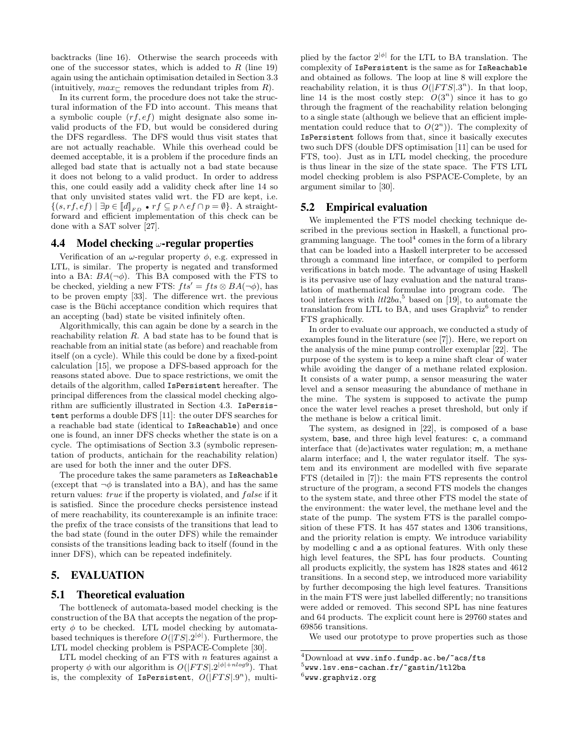backtracks (line 16). Otherwise the search proceeds with one of the successor states, which is added to $R$ (line 19) again using the antichain optimisation detailed in Section 3.3 (intuitively, $max_{\sqsubseteq}$ removes the redundant triples from $R$).

In its current form, the procedure does not take the structural information of the FD into account. This means that a symbolic couple $(rf, ef)$ might designate also some invalid products of the FD, but would be considered during the DFS regardless. The DFS would thus visit states that are not actually reachable. While this overhead could be deemed acceptable, it is a problem if the procedure finds an alleged bad state that is actually not a bad state because it does not belong to a valid product. In order to address this, one could easily add a validity check after line 14 so that only unvisited states valid wrt. the FD are kept, i.e. $\{(s, rf, ef) \mid \exists p \in [\![d]\!]_{FD} \bullet rf \subseteq p \wedge ef \cap p = \emptyset\}$. A straightforward and efficient implementation of this check can be done with a SAT solver [27].

### 4.4 Model checking ω-regular properties

Verification of an ω-regular property $\phi$, e.g. expressed in LTL, is similar. The property is negated and transformed into a BA: $BA(\neg\phi)$. This BA composed with the FTS to be checked, yielding a new FTS: $fts' = fts \otimes BA(\neg\phi)$, has to be proven empty [33]. The difference wrt. the previous case is the Büchi acceptance condition which requires that an accepting (bad) state be visited infinitely often.

Algorithmically, this can again be done by a search in the reachability relation $R$. A bad state has to be found that is reachable from an initial state (as before) and reachable from itself (on a cycle). While this could be done by a fixed-point calculation [15], we propose a DFS-based approach for the reasons stated above. Due to space restrictions, we omit the details of the algorithm, called `IsPersistent` hereafter. The principal differences from the classical model checking algorithm are sufficiently illustrated in Section 4.3. `IsPersistent` performs a double DFS [11]: the outer DFS searches for a reachable bad state (identical to `IsReachable`) and once one is found, an inner DFS checks whether the state is on a cycle. The optimisations of Section 3.3 (symbolic representation of products, antichain for the reachability relation) are used for both the inner and the outer DFS.

The procedure takes the same parameters as `IsReachable` (except that $\neg\phi$ is translated into a BA), and has the same return values: *true* if the property is violated, and *false* if it is satisfied. Since the procedure checks persistence instead of mere reachability, its counterexample is an infinite trace: the prefix of the trace consists of the transitions that lead to the bad state (found in the outer DFS) while the remainder consists of the transitions leading back to itself (found in the inner DFS), which can be repeated indefinitely.

## 5. EVALUATION

### 5.1 Theoretical evaluation

The bottleneck of automata-based model checking is the construction of the BA that accepts the negation of the property $\phi$ to be checked. LTL model checking by automata-based techniques is therefore $O(|TS|.2^{|\phi|})$. Furthermore, the LTL model checking problem is PSPACE-Complete [30].

LTL model checking of an FTS with $n$ features against a property $\phi$ with our algorithm is $O(|FTS|.2^{|\phi|+n\log 9})$. That is, the complexity of `IsPersistent`, $O(|FTS|.9^n)$, multiplied by the factor $2^{|\phi|}$ for the LTL to BA translation. The complexity of `IsPersistent` is the same as for `IsReachable` and obtained as follows. The loop at line 8 will explore the reachability relation, it is thus $O(|FTS|.3^n)$. In that loop, line 14 is the most costly step: $O(3^n)$ since it has to go through the fragment of the reachability relation belonging to a single state (although we believe that an efficient implementation could reduce that to $O(2^n)$). The complexity of `IsPersistent` follows from that, since it basically executes two such DFS (double DFS optimisation [11] can be used for FTS, too). Just as in LTL model checking, the procedure is thus linear in the size of the state space. The FTS LTL model checking problem is also PSPACE-Complete, by an argument similar to [30].

### 5.2 Empirical evaluation

We implemented the FTS model checking technique described in the previous section in Haskell, a functional programming language. The tool[4] comes in the form of a library that can be loaded into a Haskell interpreter to be accessed through a command line interface, or compiled to perform verifications in batch mode. The advantage of using Haskell is its pervasive use of lazy evaluation and the natural translation of mathematical formulae into program code. The tool interfaces with *ltl2ba*,[5] based on [19], to automate the translation from LTL to BA, and uses Graphviz[6] to render FTS graphically.

In order to evaluate our approach, we conducted a study of examples found in the literature (see [7]). Here, we report on the analysis of the mine pump controller exemplar [22]. The purpose of the system is to keep a mine shaft clear of water while avoiding the danger of a methane related explosion. It consists of a water pump, a sensor measuring the water level and a sensor measuring the abundance of methane in the mine. The system is supposed to activate the pump once the water level reaches a preset threshold, but only if the methane is below a critical limit.

The system, as designed in [22], is composed of a base system, `base`, and three high level features: `c`, a command interface that (de)activates water regulation; `m`, a methane alarm interface; and `l`, the water regulator itself. The system and its environment are modelled with five separate FTS (detailed in [7]): the main FTS represents the control structure of the program, a second FTS models the changes to the system state, and three other FTS model the state of the environment: the water level, the methane level and the state of the pump. The system FTS is the parallel composition of these FTS. It has 457 states and 1306 transitions, and the priority relation is empty. We introduce variability by modelling `c` and `a` as optional features. With only these high level features, the SPL has four products. Counting all products explicitly, the system has 1828 states and 4612 transitions. In a second step, we introduced more variability by further decomposing the high level features. Transitions in the main FTS were just labelled differently; no transitions were added or removed. This second SPL has nine features and 64 products. The explicit count here is 29760 states and 69856 transitions.

We used our prototype to prove properties such as those

[4] Download at www.info.fundp.ac.be/~acs/fts

[5] www.lsv.ens-cachan.fr/~gastin/ltl2ba

[6] www.graphviz.org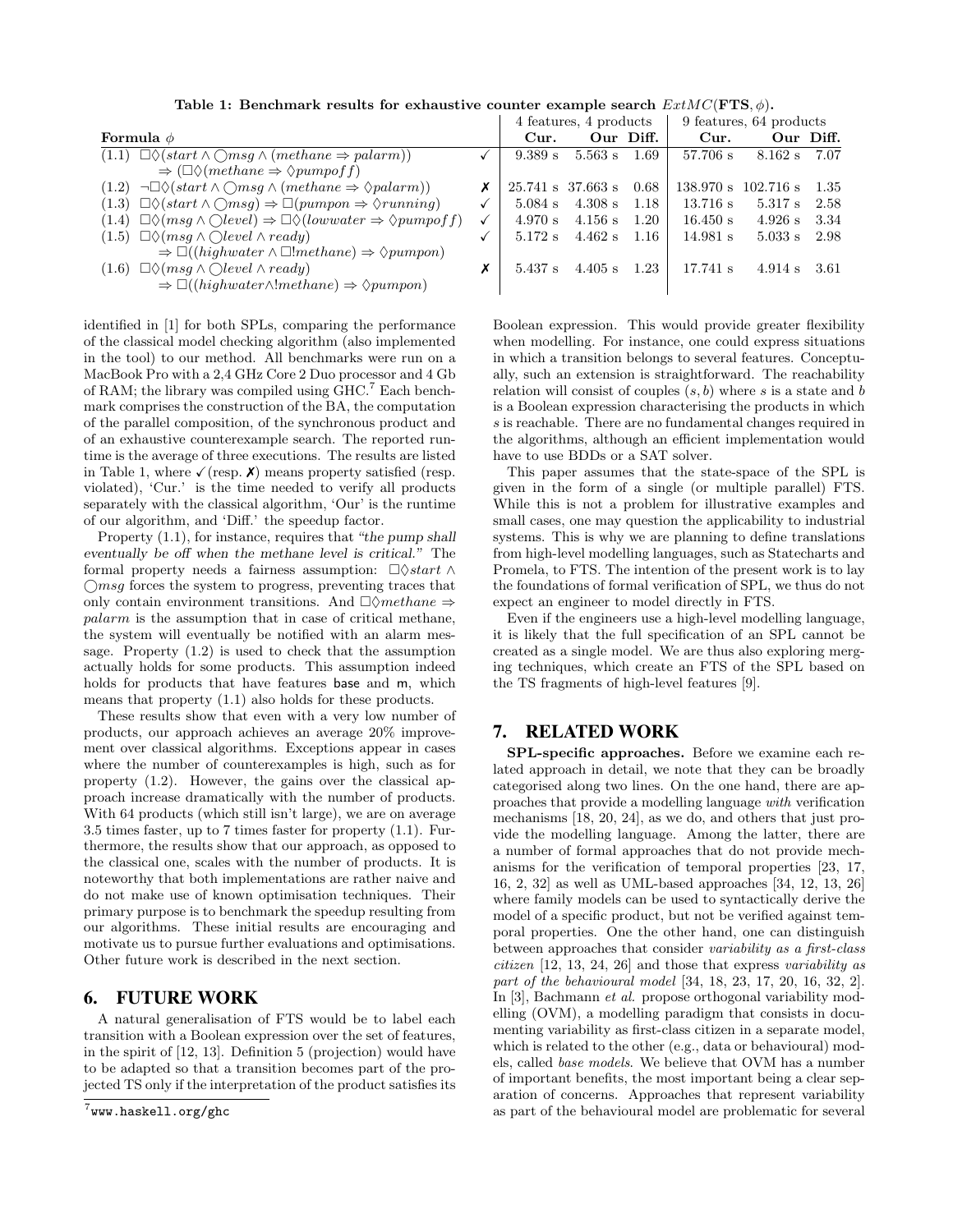**Table 1: Benchmark results for exhaustive counter example search $ExtMC(\mathbf{FTS}, \phi)$.**

| | | 4 features, 4 products | | | 9 features, 64 products | | |
|---|---|---|---|---|---|---|---|
| **Formula $\phi$** | | **Cur.** | **Our** | **Diff.** | **Cur.** | **Our** | **Diff.** |
| (1.1) $\Box\Diamond(start \wedge \bigcirc msg \wedge (methane \Rightarrow palarm)) \Rightarrow (\Box\Diamond(methane \Rightarrow \Diamond pumpoff)$ | ✓ | 9.389 s | 5.563 s | 1.69 | 57.706 s | 8.162 s | 7.07 |
| (1.2) $\neg\Box\Diamond(start \wedge \bigcirc msg \wedge (methane \Rightarrow \Diamond palarm))$ | ✗ | 25.741 s | 37.663 s | 0.68 | 138.970 s | 102.716 s | 1.35 |
| (1.3) $\Box\Diamond(start \wedge \bigcirc msg) \Rightarrow \Box(pumpon \Rightarrow \Diamond running)$ | ✓ | 5.084 s | 4.308 s | 1.18 | 13.716 s | 5.317 s | 2.58 |
| (1.4) $\Box\Diamond(msg \wedge \bigcirc level) \Rightarrow \Box\Diamond(lowwater \Rightarrow \Diamond pumpoff)$ | ✓ | 4.970 s | 4.156 s | 1.20 | 16.450 s | 4.926 s | 3.34 |
| (1.5) $\Box\Diamond(msg \wedge \bigcirc level \wedge ready) \Rightarrow \Box((highwater \wedge \Box !methane) \Rightarrow \Diamond pumpon)$ | ✓ | 5.172 s | 4.462 s | 1.16 | 14.981 s | 5.033 s | 2.98 |
| (1.6) $\Box\Diamond(msg \wedge \bigcirc level \wedge ready) \Rightarrow \Box((highwater \wedge !methane) \Rightarrow \Diamond pumpon)$ | ✗ | 5.437 s | 4.405 s | 1.23 | 17.741 s | 4.914 s | 3.61 |

identified in [1] for both SPLs, comparing the performance of the classical model checking algorithm (also implemented in the tool) to our method. All benchmarks were run on a MacBook Pro with a 2,4 GHz Core 2 Duo processor and 4 Gb of RAM; the library was compiled using GHC.[7] Each benchmark comprises the construction of the BA, the computation of the parallel composition, of the synchronous product and of an exhaustive counterexample search. The reported runtime is the average of three executions. The results are listed in Table 1, where ✓(resp. ✗) means property satisfied (resp. violated), 'Cur.' is the time needed to verify all products separately with the classical algorithm, 'Our' is the runtime of our algorithm, and 'Diff.' the speedup factor.

Property (1.1), for instance, requires that *"the pump shall eventually be off when the methane level is critical."* The formal property needs a fairness assumption: $\Box\Diamond start \wedge \bigcirc msg$ forces the system to progress, preventing traces that only contain environment transitions. And $\Box\Diamond methane \Rightarrow palarm$ is the assumption that in case of critical methane, the system will eventually be notified with an alarm message. Property (1.2) is used to check that the assumption actually holds for some products. This assumption indeed holds for products that have features base and m, which means that property (1.1) also holds for these products.

These results show that even with a very low number of products, our approach achieves an average 20% improvement over classical algorithms. Exceptions appear in cases where the number of counterexamples is high, such as for property (1.2). However, the gains over the classical approach increase dramatically with the number of products. With 64 products (which still isn't large), we are on average 3.5 times faster, up to 7 times faster for property (1.1). Furthermore, the results show that our approach, as opposed to the classical one, scales with the number of products. It is noteworthy that both implementations are rather naive and do not make use of known optimisation techniques. Their primary purpose is to benchmark the speedup resulting from our algorithms. These initial results are encouraging and motivate us to pursue further evaluations and optimisations. Other future work is described in the next section.

## 6. FUTURE WORK

A natural generalisation of FTS would be to label each transition with a Boolean expression over the set of features, in the spirit of [12, 13]. Definition 5 (projection) would have to be adapted so that a transition becomes part of the projected TS only if the interpretation of the product satisfies its Boolean expression. This would provide greater flexibility when modelling. For instance, one could express situations in which a transition belongs to several features. Conceptually, such an extension is straightforward. The reachability relation will consist of couples $(s, b)$ where $s$ is a state and $b$ is a Boolean expression characterising the products in which $s$ is reachable. There are no fundamental changes required in the algorithms, although an efficient implementation would have to use BDDs or a SAT solver.

This paper assumes that the state-space of the SPL is given in the form of a single (or multiple parallel) FTS. While this is not a problem for illustrative examples and small cases, one may question the applicability to industrial systems. This is why we are planning to define translations from high-level modelling languages, such as Statecharts and Promela, to FTS. The intention of the present work is to lay the foundations of formal verification of SPL, we thus do not expect an engineer to model directly in FTS.

Even if the engineers use a high-level modelling language, it is likely that the full specification of an SPL cannot be created as a single model. We are thus also exploring merging techniques, which create an FTS of the SPL based on the TS fragments of high-level features [9].

## 7. RELATED WORK

**SPL-specific approaches.** Before we examine each related approach in detail, we note that they can be broadly categorised along two lines. On the one hand, there are approaches that provide a modelling language *with* verification mechanisms [18, 20, 24], as we do, and others that just provide the modelling language. Among the latter, there are a number of formal approaches that do not provide mechanisms for the verification of temporal properties [23, 17, 16, 2, 32] as well as UML-based approaches [34, 12, 13, 26] where family models can be used to syntactically derive the model of a specific product, but not be verified against temporal properties. One the other hand, one can distinguish between approaches that consider *variability as a first-class citizen* [12, 13, 24, 26] and those that express *variability as part of the behavioural model* [34, 18, 23, 17, 20, 16, 32, 2]. In [3], Bachmann *et al.* propose orthogonal variability modelling (OVM), a modelling paradigm that consists in documenting variability as first-class citizen in a separate model, which is related to the other (e.g., data or behavioural) models, called *base models*. We believe that OVM has a number of important benefits, the most important being a clear separation of concerns. Approaches that represent variability as part of the behavioural model are problematic for several

[7] www.haskell.org/ghc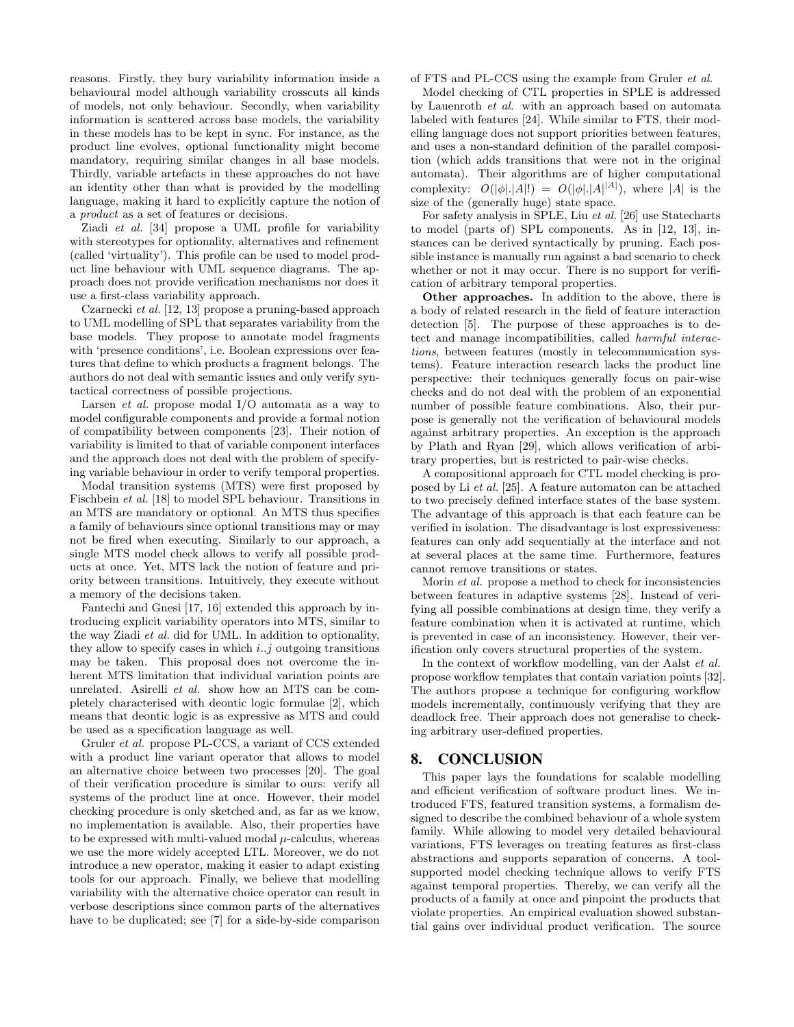reasons. Firstly, they bury variability information inside a behavioural model although variability crosscuts all kinds of models, not only behaviour. Secondly, when variability information is scattered across base models, the variability in these models has to be kept in sync. For instance, as the product line evolves, optional functionality might become mandatory, requiring similar changes in all base models. Thirdly, variable artefacts in these approaches do not have an identity other than what is provided by the modelling language, making it hard to explicitly capture the notion of a *product* as a set of features or decisions.

Ziadi *et al.* [34] propose a UML profile for variability with stereotypes for optionality, alternatives and refinement (called 'virtuality'). This profile can be used to model product line behaviour with UML sequence diagrams. The approach does not provide verification mechanisms nor does it use a first-class variability approach.

Czarnecki *et al.* [12, 13] propose a pruning-based approach to UML modelling of SPL that separates variability from the base models. They propose to annotate model fragments with 'presence conditions', i.e. Boolean expressions over features that define to which products a fragment belongs. The authors do not deal with semantic issues and only verify syntactical correctness of possible projections.

Larsen *et al.* propose modal I/O automata as a way to model configurable components and provide a formal notion of compatibility between components [23]. Their notion of variability is limited to that of variable component interfaces and the approach does not deal with the problem of specifying variable behaviour in order to verify temporal properties.

Modal transition systems (MTS) were first proposed by Fischbein *et al.* [18] to model SPL behaviour. Transitions in an MTS are mandatory or optional. An MTS thus specifies a family of behaviours since optional transitions may or may not be fired when executing. Similarly to our approach, a single MTS model check allows to verify all possible products at once. Yet, MTS lack the notion of feature and priority between transitions. Intuitively, they execute without a memory of the decisions taken.

Fantechi and Gnesi [17, 16] extended this approach by introducing explicit variability operators into MTS, similar to the way Ziadi *et al.* did for UML. In addition to optionality, they allow to specify cases in which $i..j$ outgoing transitions may be taken. This proposal does not overcome the inherent MTS limitation that individual variation points are unrelated. Asirelli *et al.* show how an MTS can be completely characterised with deontic logic formulae [2], which means that deontic logic is as expressive as MTS and could be used as a specification language as well.

Gruler *et al.* propose PL-CCS, a variant of CCS extended with a product line variant operator that allows to model an alternative choice between two processes [20]. The goal of their verification procedure is similar to ours: verify all systems of the product line at once. However, their model checking procedure is only sketched and, as far as we know, no implementation is available. Also, their properties have to be expressed with multi-valued modal $\mu$-calculus, whereas we use the more widely accepted LTL. Moreover, we do not introduce a new operator, making it easier to adapt existing tools for our approach. Finally, we believe that modelling variability with the alternative choice operator can result in verbose descriptions since common parts of the alternatives have to be duplicated; see [7] for a side-by-side comparison of FTS and PL-CCS using the example from Gruler *et al.*

Model checking of CTL properties in SPLE is addressed by Lauenroth *et al.* with an approach based on automata labeled with features [24]. While similar to FTS, their modelling language does not support priorities between features, and uses a non-standard definition of the parallel composition (which adds transitions that were not in the original automata). Their algorithms are of higher computational complexity: $O(|\phi|.|A|!) = O(|\phi|.|A|^{|A|})$, where $|A|$ is the size of the (generally huge) state space.

For safety analysis in SPLE, Liu *et al.* [26] use Statecharts to model (parts of) SPL components. As in [12, 13], instances can be derived syntactically by pruning. Each possible instance is manually run against a bad scenario to check whether or not it may occur. There is no support for verification of arbitrary temporal properties.

**Other approaches.** In addition to the above, there is a body of related research in the field of feature interaction detection [5]. The purpose of these approaches is to detect and manage incompatibilities, called *harmful interactions*, between features (mostly in telecommunication systems). Feature interaction research lacks the product line perspective: their techniques generally focus on pair-wise checks and do not deal with the problem of an exponential number of possible feature combinations. Also, their purpose is generally not the verification of behavioural models against arbitrary properties. An exception is the approach by Plath and Ryan [29], which allows verification of arbitrary properties, but is restricted to pair-wise checks.

A compositional approach for CTL model checking is proposed by Li *et al.* [25]. A feature automaton can be attached to two precisely defined interface states of the base system. The advantage of this approach is that each feature can be verified in isolation. The disadvantage is lost expressiveness: features can only add sequentially at the interface and not at several places at the same time. Furthermore, features cannot remove transitions or states.

Morin *et al.* propose a method to check for inconsistencies between features in adaptive systems [28]. Instead of verifying all possible combinations at design time, they verify a feature combination when it is activated at runtime, which is prevented in case of an inconsistency. However, their verification only covers structural properties of the system.

In the context of workflow modelling, van der Aalst *et al.* propose workflow templates that contain variation points [32]. The authors propose a technique for configuring workflow models incrementally, continuously verifying that they are deadlock free. Their approach does not generalise to checking arbitrary user-defined properties.

## 8. CONCLUSION

This paper lays the foundations for scalable modelling and efficient verification of software product lines. We introduced FTS, featured transition systems, a formalism designed to describe the combined behaviour of a whole system family. While allowing to model very detailed behavioural variations, FTS leverages on treating features as first-class abstractions and supports separation of concerns. A tool-supported model checking technique allows to verify FTS against temporal properties. Thereby, we can verify all the products of a family at once and pinpoint the products that violate properties. An empirical evaluation showed substantial gains over individual product verification. The source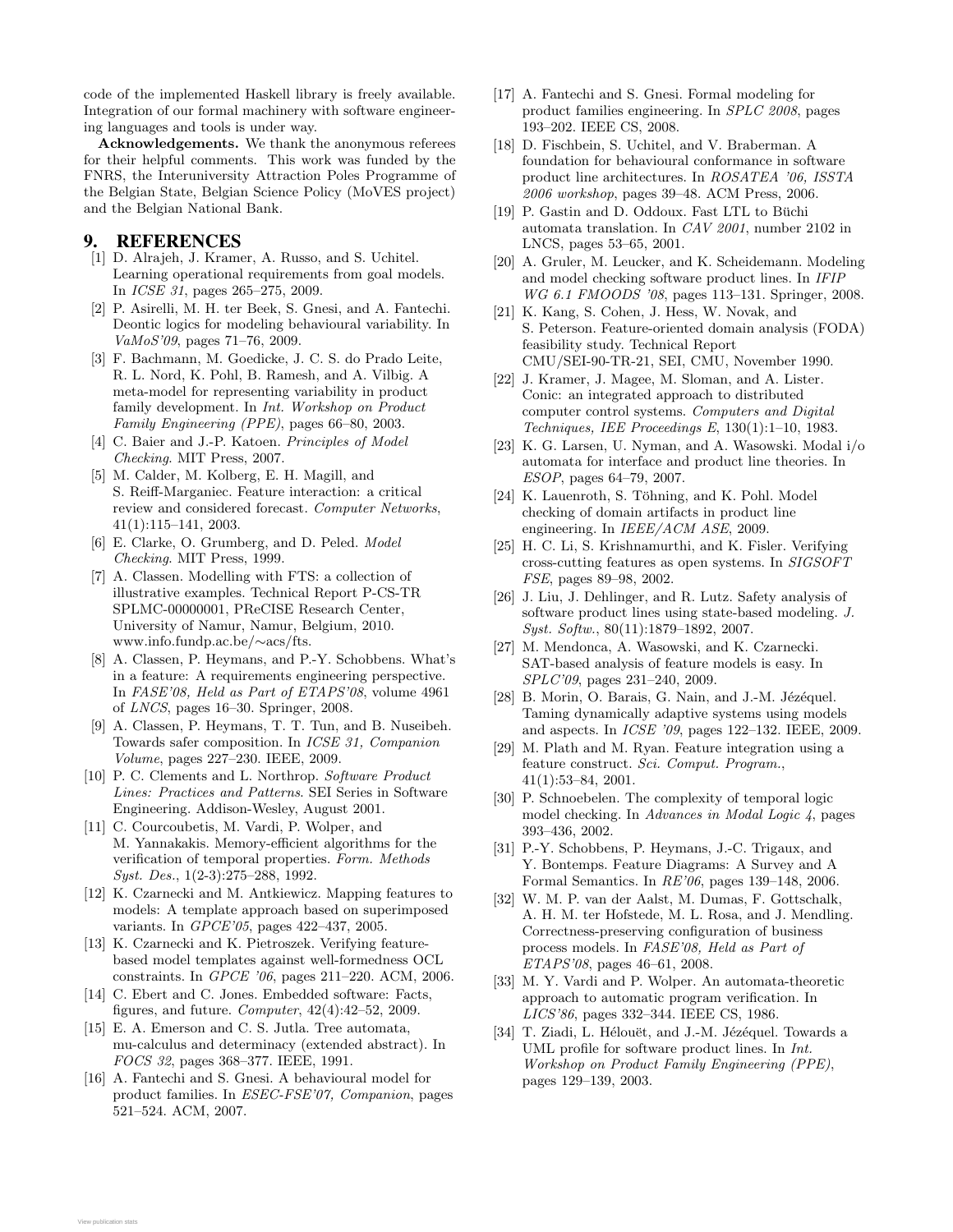code of the implemented Haskell library is freely available. Integration of our formal machinery with software engineering languages and tools is under way.

**Acknowledgements.** We thank the anonymous referees for their helpful comments. This work was funded by the FNRS, the Interuniversity Attraction Poles Programme of the Belgian State, Belgian Science Policy (MoVES project) and the Belgian National Bank.

## 9. REFERENCES

[1] D. Alrajeh, J. Kramer, A. Russo, and S. Uchitel. Learning operational requirements from goal models. In *ICSE 31*, pages 265–275, 2009.

[2] P. Asirelli, M. H. ter Beek, S. Gnesi, and A. Fantechi. Deontic logics for modeling behavioural variability. In *VaMoS'09*, pages 71–76, 2009.

[3] F. Bachmann, M. Goedicke, J. C. S. do Prado Leite, R. L. Nord, K. Pohl, B. Ramesh, and A. Vilbig. A meta-model for representing variability in product family development. In *Int. Workshop on Product Family Engineering (PPE)*, pages 66–80, 2003.

[4] C. Baier and J.-P. Katoen. *Principles of Model Checking*. MIT Press, 2007.

[5] M. Calder, M. Kolberg, E. H. Magill, and S. Reiff-Marganiec. Feature interaction: a critical review and considered forecast. *Computer Networks*, 41(1):115–141, 2003.

[6] E. Clarke, O. Grumberg, and D. Peled. *Model Checking*. MIT Press, 1999.

[7] A. Classen. Modelling with FTS: a collection of illustrative examples. Technical Report P-CS-TR SPLMC-00000001, PReCISE Research Center, University of Namur, Namur, Belgium, 2010. www.info.fundp.ac.be/∼acs/fts.

[8] A. Classen, P. Heymans, and P.-Y. Schobbens. What's in a feature: A requirements engineering perspective. In *FASE'08, Held as Part of ETAPS'08*, volume 4961 of *LNCS*, pages 16–30. Springer, 2008.

[9] A. Classen, P. Heymans, T. T. Tun, and B. Nuseibeh. Towards safer composition. In *ICSE 31, Companion Volume*, pages 227–230. IEEE, 2009.

[10] P. C. Clements and L. Northrop. *Software Product Lines: Practices and Patterns*. SEI Series in Software Engineering. Addison-Wesley, August 2001.

[11] C. Courcoubetis, M. Vardi, P. Wolper, and M. Yannakakis. Memory-efficient algorithms for the verification of temporal properties. *Form. Methods Syst. Des.*, 1(2-3):275–288, 1992.

[12] K. Czarnecki and M. Antkiewicz. Mapping features to models: A template approach based on superimposed variants. In *GPCE'05*, pages 422–437, 2005.

[13] K. Czarnecki and K. Pietroszek. Verifying feature-based model templates against well-formedness OCL constraints. In *GPCE '06*, pages 211–220. ACM, 2006.

[14] C. Ebert and C. Jones. Embedded software: Facts, figures, and future. *Computer*, 42(4):42–52, 2009.

[15] E. A. Emerson and C. S. Jutla. Tree automata, mu-calculus and determinacy (extended abstract). In *FOCS 32*, pages 368–377. IEEE, 1991.

[16] A. Fantechi and S. Gnesi. A behavioural model for product families. In *ESEC-FSE'07, Companion*, pages 521–524. ACM, 2007.

[17] A. Fantechi and S. Gnesi. Formal modeling for product families engineering. In *SPLC 2008*, pages 193–202. IEEE CS, 2008.

[18] D. Fischbein, S. Uchitel, and V. Braberman. A foundation for behavioural conformance in software product line architectures. In *ROSATEA '06, ISSTA 2006 workshop*, pages 39–48. ACM Press, 2006.

[19] P. Gastin and D. Oddoux. Fast LTL to Büchi automata translation. In *CAV 2001*, number 2102 in LNCS, pages 53–65, 2001.

[20] A. Gruler, M. Leucker, and K. Scheidemann. Modeling and model checking software product lines. In *IFIP WG 6.1 FMOODS '08*, pages 113–131. Springer, 2008.

[21] K. Kang, S. Cohen, J. Hess, W. Novak, and S. Peterson. Feature-oriented domain analysis (FODA) feasibility study. Technical Report CMU/SEI-90-TR-21, SEI, CMU, November 1990.

[22] J. Kramer, J. Magee, M. Sloman, and A. Lister. Conic: an integrated approach to distributed computer control systems. *Computers and Digital Techniques, IEE Proceedings E*, 130(1):1–10, 1983.

[23] K. G. Larsen, U. Nyman, and A. Wasowski. Modal i/o automata for interface and product line theories. In *ESOP*, pages 64–79, 2007.

[24] K. Lauenroth, S. Töhning, and K. Pohl. Model checking of domain artifacts in product line engineering. In *IEEE/ACM ASE*, 2009.

[25] H. C. Li, S. Krishnamurthi, and K. Fisler. Verifying cross-cutting features as open systems. In *SIGSOFT FSE*, pages 89–98, 2002.

[26] J. Liu, J. Dehlinger, and R. Lutz. Safety analysis of software product lines using state-based modeling. *J. Syst. Softw.*, 80(11):1879–1892, 2007.

[27] M. Mendonca, A. Wasowski, and K. Czarnecki. SAT-based analysis of feature models is easy. In *SPLC'09*, pages 231–240, 2009.

[28] B. Morin, O. Barais, G. Nain, and J.-M. Jézéquel. Taming dynamically adaptive systems using models and aspects. In *ICSE '09*, pages 122–132. IEEE, 2009.

[29] M. Plath and M. Ryan. Feature integration using a feature construct. *Sci. Comput. Program.*, 41(1):53–84, 2001.

[30] P. Schnoebelen. The complexity of temporal logic model checking. In *Advances in Modal Logic 4*, pages 393–436, 2002.

[31] P.-Y. Schobbens, P. Heymans, J.-C. Trigaux, and Y. Bontemps. Feature Diagrams: A Survey and A Formal Semantics. In *RE'06*, pages 139–148, 2006.

[32] W. M. P. van der Aalst, M. Dumas, F. Gottschalk, A. H. M. ter Hofstede, M. L. Rosa, and J. Mendling. Correctness-preserving configuration of business process models. In *FASE'08, Held as Part of ETAPS'08*, pages 46–61, 2008.

[33] M. Y. Vardi and P. Wolper. An automata-theoretic approach to automatic program verification. In *LICS'86*, pages 332–344. IEEE CS, 1986.

[34] T. Ziadi, L. Hélouët, and J.-M. Jézéquel. Towards a UML profile for software product lines. In *Int. Workshop on Product Family Engineering (PPE)*, pages 129–139, 2003.